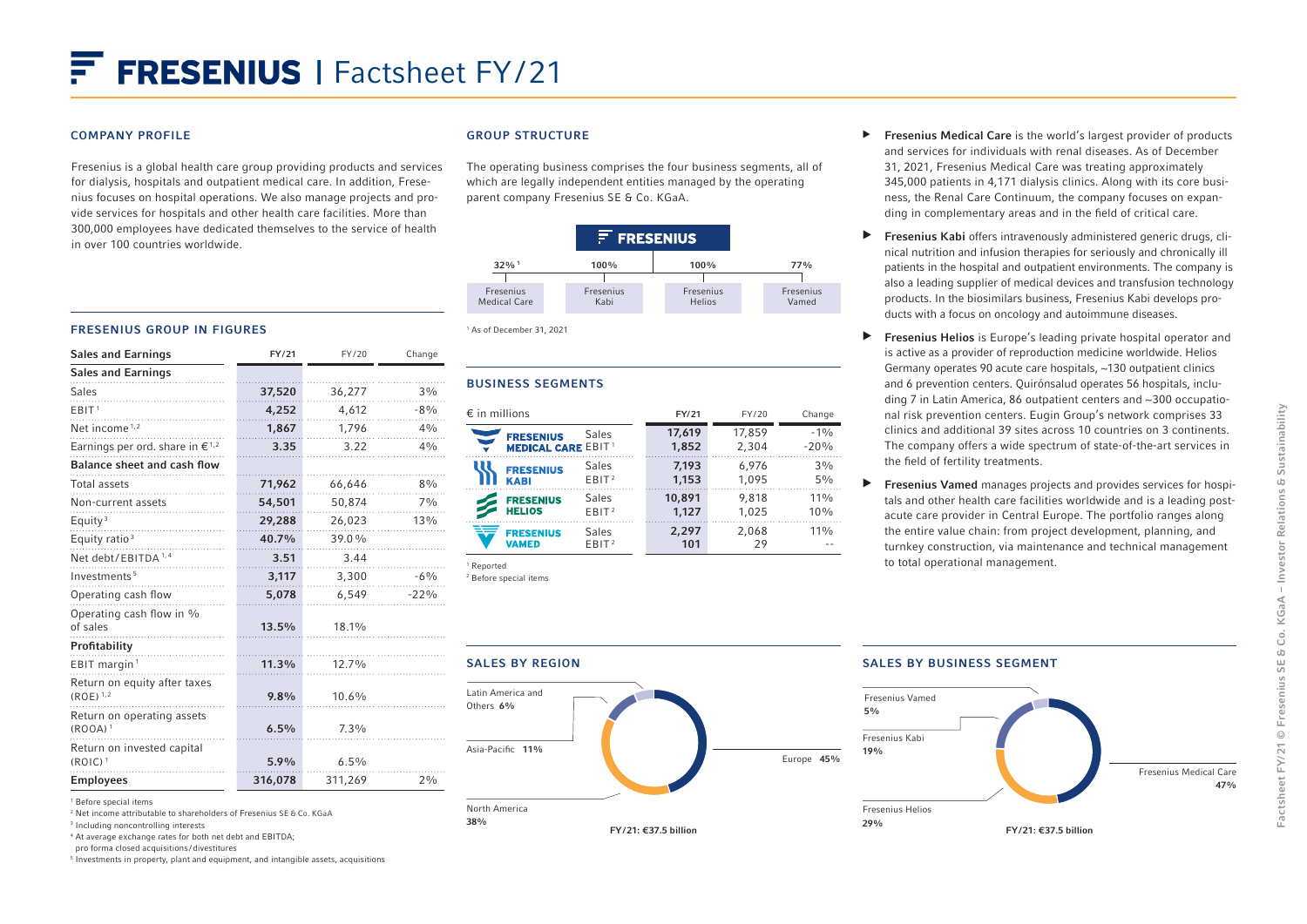# FRESENIUS | Factsheet FY/21

## COMPANY PROFILE

Fresenius is a global health care group providing products and services for dialysis, hospitals and outpatient medical care. In addition, Fresenius focuses on hospital operations. We also manage projects and provide services for hospitals and other health care facilities. More than 300,000 employees have dedicated themselves to the service of health in over 100 countries worldwide.

## FRESENIUS GROUP IN FIGURES

| Sales and Earnings | FY/21 | FY/20 | Change |
|---|---|---|---|
| **Sales and Earnings** | | | |
| Sales | **37,520** | 36,277 | 3% |
| EBIT [1] | **4,252** | 4,612 | -8% |
| Net income [1,2] | **1,867** | 1,796 | 4% |
| Earnings per ord. share in € [1,2] | **3.35** | 3.22 | 4% |
| **Balance sheet and cash flow** | | | |
| Total assets | **71,962** | 66,646 | 8% |
| Non-current assets | **54,501** | 50,874 | 7% |
| Equity [3] | **29,288** | 26,023 | 13% |
| Equity ratio [3] | **40.7%** | 39.0% | |
| Net debt/EBITDA [1,4] | **3.51** | 3.44 | |
| Investments [5] | **3,117** | 3,300 | -6% |
| Operating cash flow | **5,078** | 6,549 | -22% |
| Operating cash flow in % of sales | **13.5%** | 18.1% | |
| **Profitability** | | | |
| EBIT margin [1] | **11.3%** | 12.7% | |
| Return on equity after taxes (ROE) [1,2] | **9.8%** | 10.6% | |
| Return on operating assets (ROOA) [1] | **6.5%** | 7.3% | |
| Return on invested capital (ROIC) [1] | **5.9%** | 6.5% | |
| **Employees** | **316,078** | 311,269 | 2% |

[1] Before special items
[2] Net income attributable to shareholders of Fresenius SE & Co. KGaA
[3] Including noncontrolling interests
[4] At average exchange rates for both net debt and EBITDA; pro forma closed acquisitions/divestitures
[5] Investments in property, plant and equipment, and intangible assets, acquisitions

## GROUP STRUCTURE

The operating business comprises the four business segments, all of which are legally independent entities managed by the operating parent company Fresenius SE & Co. KGaA.

FRESENIUS

| Fresenius Medical Care | Fresenius Kabi | Fresenius Helios | Fresenius Vamed |
|---|---|---|---|
| 32% [1] | 100% | 100% | 77% |

[1] As of December 31, 2021

## BUSINESS SEGMENTS

| € in millions | | FY/21 | FY/20 | Change |
|---|---|---|---|---|
| FRESENIUS MEDICAL CARE | Sales | **17,619** | 17,859 | -1% |
| | EBIT [1] | **1,852** | 2,304 | -20% |
| FRESENIUS KABI | Sales | **7,193** | 6,976 | 3% |
| | EBIT [2] | **1,153** | 1,095 | 5% |
| FRESENIUS HELIOS | Sales | **10,891** | 9,818 | 11% |
| | EBIT [2] | **1,127** | 1,025 | 10% |
| FRESENIUS VAMED | Sales | **2,297** | 2,068 | 11% |
| | EBIT [2] | **101** | 29 | -- |

[1] Reported
[2] Before special items

- **Fresenius Medical Care** is the world's largest provider of products and services for individuals with renal diseases. As of December 31, 2021, Fresenius Medical Care was treating approximately 345,000 patients in 4,171 dialysis clinics. Along with its core business, the Renal Care Continuum, the company focuses on expanding in complementary areas and in the field of critical care.
- **Fresenius Kabi** offers intravenously administered generic drugs, clinical nutrition and infusion therapies for seriously and chronically ill patients in the hospital and outpatient environments. The company is also a leading supplier of medical devices and transfusion technology products. In the biosimilars business, Fresenius Kabi develops products with a focus on oncology and autoimmune diseases.
- **Fresenius Helios** is Europe's leading private hospital operator and is active as a provider of reproduction medicine worldwide. Helios Germany operates 90 acute care hospitals, ~130 outpatient clinics and 6 prevention centers. Quirónsalud operates 56 hospitals, including 7 in Latin America, 86 outpatient centers and ~300 occupational risk prevention centers. Eugin Group's network comprises 33 clinics and additional 39 sites across 10 countries on 3 continents. The company offers a wide spectrum of state-of-the-art services in the field of fertility treatments.
- **Fresenius Vamed** manages projects and provides services for hospitals and other health care facilities worldwide and is a leading post-acute care provider in Central Europe. The portfolio ranges along the entire value chain: from project development, planning, and turnkey construction, via maintenance and technical management to total operational management.

## SALES BY REGION

- Europe 45%
- North America 38%
- Asia-Pacific 11%
- Latin America and Others 6%

FY/21: €37.5 billion

## SALES BY BUSINESS SEGMENT

- Fresenius Medical Care 47%
- Fresenius Helios 29%
- Fresenius Kabi 19%
- Fresenius Vamed 5%

FY/21: €37.5 billion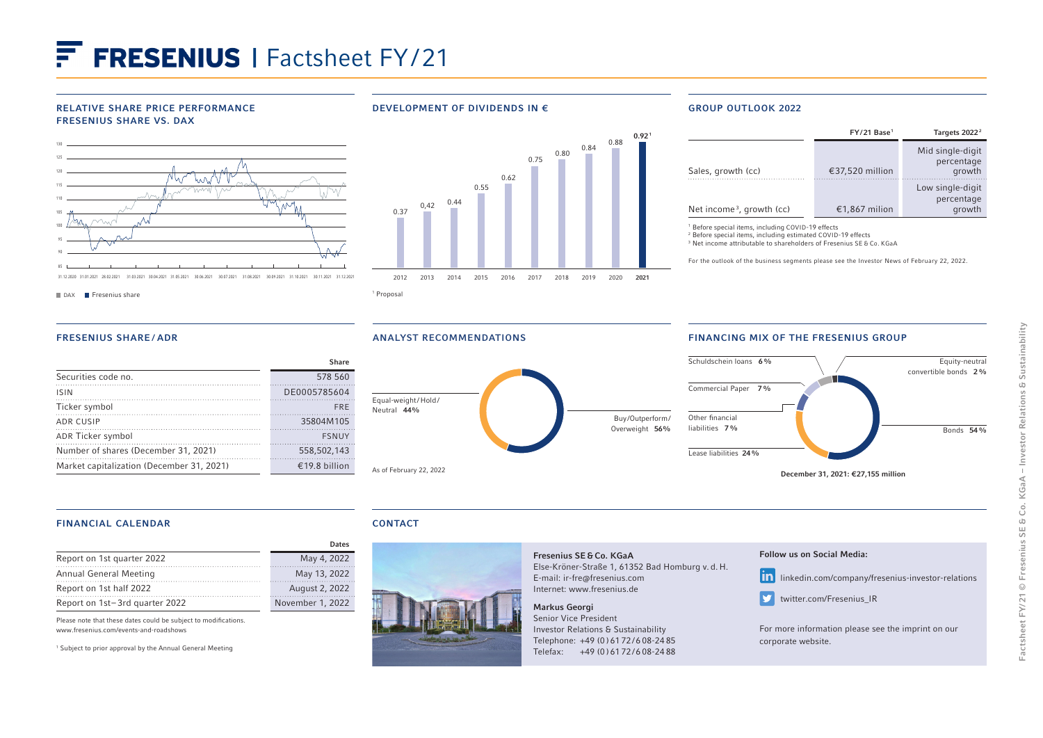# FRESENIUS | Factsheet FY/21

## RELATIVE SHARE PRICE PERFORMANCE FRESENIUS SHARE VS. DAX

130
125
120
115
110
105
100
95
90
85

31.12.2020 31.01.2021 28.02.2021 31.03.2021 30.04.2021 31.05.2021 30.06.2021 30.07.2021 31.08.2021 30.09.2021 31.10.2021 30.11.2021 31.12.2021

DAX    Fresenius share

## DEVELOPMENT OF DIVIDENDS IN €

0.37 0,42 0.44 0.55 0.62 0.75 0.80 0.84 0.88 0.92[1]

2012 2013 2014 2015 2016 2017 2018 2019 2020 2021

[1] Proposal

## GROUP OUTLOOK 2022

| | FY/21 Base[1] | Targets 2022[2] |
|---|---|---|
| Sales, growth (cc) | €37,520 million | Mid single-digit percentage growth |
| Net income[3], growth (cc) | €1,867 milion | Low single-digit percentage growth |

[1] Before special items, including COVID-19 effects
[2] Before special items, including estimated COVID-19 effects
[3] Net income attributable to shareholders of Fresenius SE & Co. KGaA

For the outlook of the business segments please see the Investor News of February 22, 2022.

## FRESENIUS SHARE / ADR

| | Share |
|---|---|
| Securities code no. | 578 560 |
| ISIN | DE0005785604 |
| Ticker symbol | FRE |
| ADR CUSIP | 35804M105 |
| ADR Ticker symbol | FSNUY |
| Number of shares (December 31, 2021) | 558,502,143 |
| Market capitalization (December 31, 2021) | €19.8 billion |

## ANALYST RECOMMENDATIONS

Equal-weight/Hold/Neutral 44%

Buy/Outperform/Overweight 56%

As of February 22, 2022

## FINANCING MIX OF THE FRESENIUS GROUP

Schuldschein loans 6%

Commercial Paper 7%

Other financial liabilities 7%

Lease liabilities 24%

Equity-neutral convertible bonds 2%

Bonds 54%

December 31, 2021: €27,155 million

## FINANCIAL CALENDAR

| | Dates |
|---|---|
| Report on 1st quarter 2022 | May 4, 2022 |
| Annual General Meeting | May 13, 2022 |
| Report on 1st half 2022 | August 2, 2022 |
| Report on 1st–3rd quarter 2022 | November 1, 2022 |

Please note that these dates could be subject to modifications.
www.fresenius.com/events-and-roadshows

[1] Subject to prior approval by the Annual General Meeting

## CONTACT

**Fresenius SE & Co. KGaA**
Else-Kröner-Straße 1, 61352 Bad Homburg v. d. H.
E-mail: ir-fre@fresenius.com
Internet: www.fresenius.de

**Markus Georgi**
Senior Vice President
Investor Relations & Sustainability
Telephone: +49 (0) 61 72/6 08-24 85
Telefax: +49 (0) 61 72/6 08-24 88

**Follow us on Social Media:**

linkedin.com/company/fresenius-investor-relations

twitter.com/Fresenius_IR

For more information please see the imprint on our corporate website.